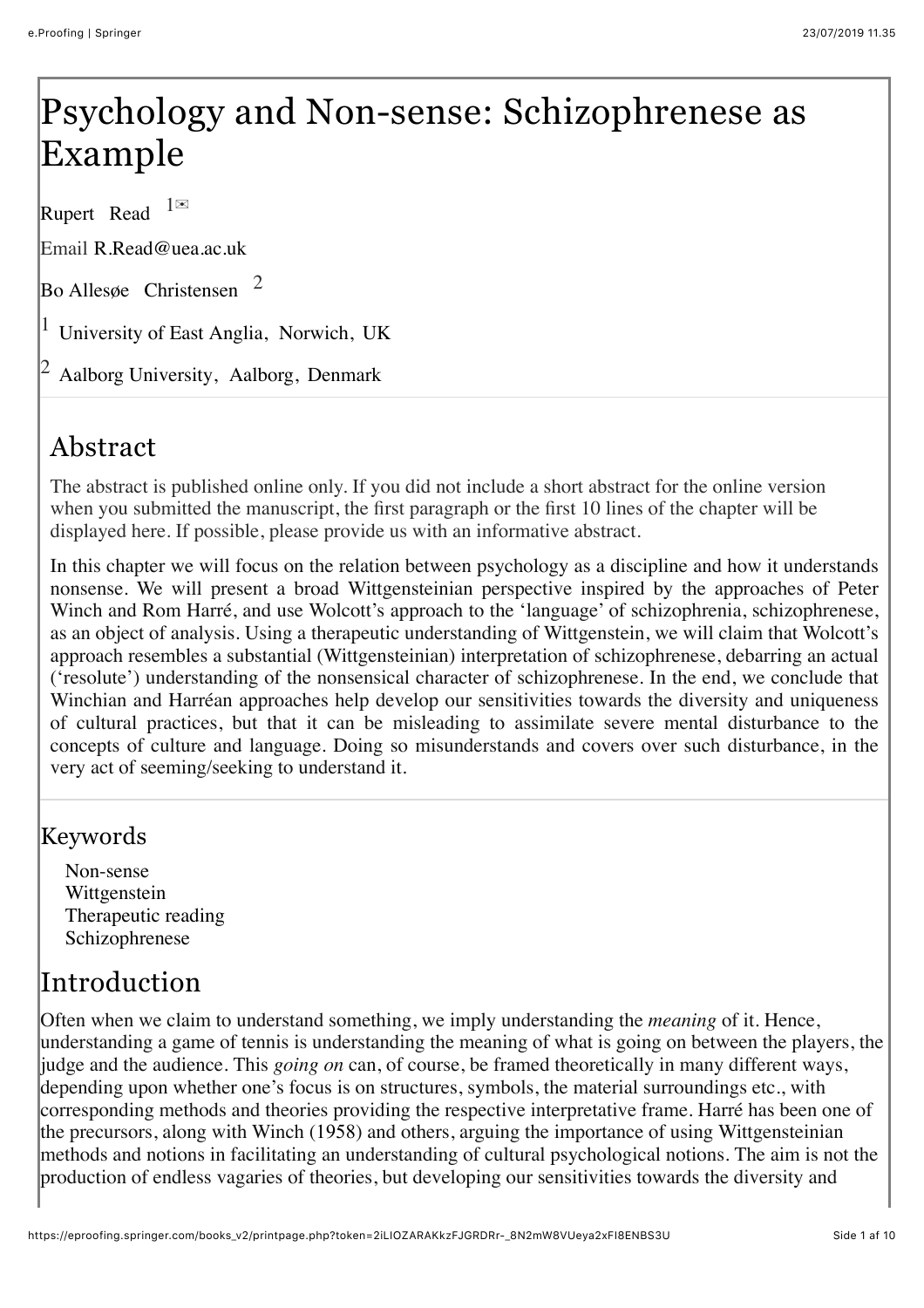# Psychology and Non-sense: Schizophrenese as Example

Rupert Read [1]

Email R.Read@uea.ac.uk

Bo Allesøe Christensen [2]

[1] University of East Anglia, Norwich, UK

[2] Aalborg University, Aalborg, Denmark

## Abstract

The abstract is published online only. If you did not include a short abstract for the online version when you submitted the manuscript, the first paragraph or the first 10 lines of the chapter will be displayed here. If possible, please provide us with an informative abstract.

In this chapter we will focus on the relation between psychology as a discipline and how it understands nonsense. We will present a broad Wittgensteinian perspective inspired by the approaches of Peter Winch and Rom Harré, and use Wolcott's approach to the 'language' of schizophrenia, schizophrenese, as an object of analysis. Using a therapeutic understanding of Wittgenstein, we will claim that Wolcott's approach resembles a substantial (Wittgensteinian) interpretation of schizophrenese, debarring an actual ('resolute') understanding of the nonsensical character of schizophrenese. In the end, we conclude that Winchian and Harréan approaches help develop our sensitivities towards the diversity and uniqueness of cultural practices, but that it can be misleading to assimilate severe mental disturbance to the concepts of culture and language. Doing so misunderstands and covers over such disturbance, in the very act of seeming/seeking to understand it.

## Keywords

- Non-sense
- Wittgenstein
- Therapeutic reading
- Schizophrenese

## Introduction

Often when we claim to understand something, we imply understanding the *meaning* of it. Hence, understanding a game of tennis is understanding the meaning of what is going on between the players, the judge and the audience. This *going on* can, of course, be framed theoretically in many different ways, depending upon whether one's focus is on structures, symbols, the material surroundings etc., with corresponding methods and theories providing the respective interpretative frame. Harré has been one of the precursors, along with Winch (1958) and others, arguing the importance of using Wittgensteinian methods and notions in facilitating an understanding of cultural psychological notions. The aim is not the production of endless vagaries of theories, but developing our sensitivities towards the diversity and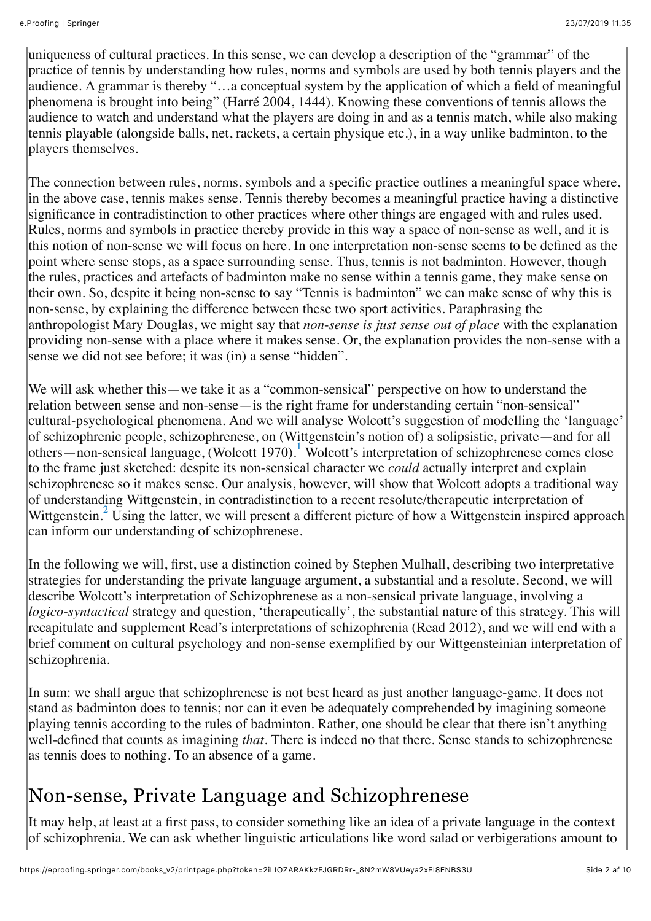uniqueness of cultural practices. In this sense, we can develop a description of the "grammar" of the practice of tennis by understanding how rules, norms and symbols are used by both tennis players and the audience. A grammar is thereby "…a conceptual system by the application of which a field of meaningful phenomena is brought into being" (Harré 2004, 1444). Knowing these conventions of tennis allows the audience to watch and understand what the players are doing in and as a tennis match, while also making tennis playable (alongside balls, net, rackets, a certain physique etc.), in a way unlike badminton, to the players themselves.

The connection between rules, norms, symbols and a specific practice outlines a meaningful space where, in the above case, tennis makes sense. Tennis thereby becomes a meaningful practice having a distinctive significance in contradistinction to other practices where other things are engaged with and rules used. Rules, norms and symbols in practice thereby provide in this way a space of non-sense as well, and it is this notion of non-sense we will focus on here. In one interpretation non-sense seems to be defined as the point where sense stops, as a space surrounding sense. Thus, tennis is not badminton. However, though the rules, practices and artefacts of badminton make no sense within a tennis game, they make sense on their own. So, despite it being non-sense to say "Tennis is badminton" we can make sense of why this is non-sense, by explaining the difference between these two sport activities. Paraphrasing the anthropologist Mary Douglas, we might say that *non-sense is just sense out of place* with the explanation providing non-sense with a place where it makes sense. Or, the explanation provides the non-sense with a sense we did not see before; it was (in) a sense "hidden".

We will ask whether this—we take it as a "common-sensical" perspective on how to understand the relation between sense and non-sense—is the right frame for understanding certain "non-sensical" cultural-psychological phenomena. And we will analyse Wolcott's suggestion of modelling the 'language' of schizophrenic people, schizophrenese, on (Wittgenstein's notion of) a solipsistic, private—and for all others—non-sensical language, (Wolcott 1970).[1] Wolcott's interpretation of schizophrenese comes close to the frame just sketched: despite its non-sensical character we *could* actually interpret and explain schizophrenese so it makes sense. Our analysis, however, will show that Wolcott adopts a traditional way of understanding Wittgenstein, in contradistinction to a recent resolute/therapeutic interpretation of Wittgenstein.[2] Using the latter, we will present a different picture of how a Wittgenstein inspired approach can inform our understanding of schizophrenese.

In the following we will, first, use a distinction coined by Stephen Mulhall, describing two interpretative strategies for understanding the private language argument, a substantial and a resolute. Second, we will describe Wolcott's interpretation of Schizophrenese as a non-sensical private language, involving a *logico-syntactical* strategy and question, 'therapeutically', the substantial nature of this strategy. This will recapitulate and supplement Read's interpretations of schizophrenia (Read 2012), and we will end with a brief comment on cultural psychology and non-sense exemplified by our Wittgensteinian interpretation of schizophrenia.

In sum: we shall argue that schizophrenese is not best heard as just another language-game. It does not stand as badminton does to tennis; nor can it even be adequately comprehended by imagining someone playing tennis according to the rules of badminton. Rather, one should be clear that there isn't anything well-defined that counts as imagining *that*. There is indeed no that there. Sense stands to schizophrenese as tennis does to nothing. To an absence of a game.

## Non-sense, Private Language and Schizophrenese

It may help, at least at a first pass, to consider something like an idea of a private language in the context of schizophrenia. We can ask whether linguistic articulations like word salad or verbigerations amount to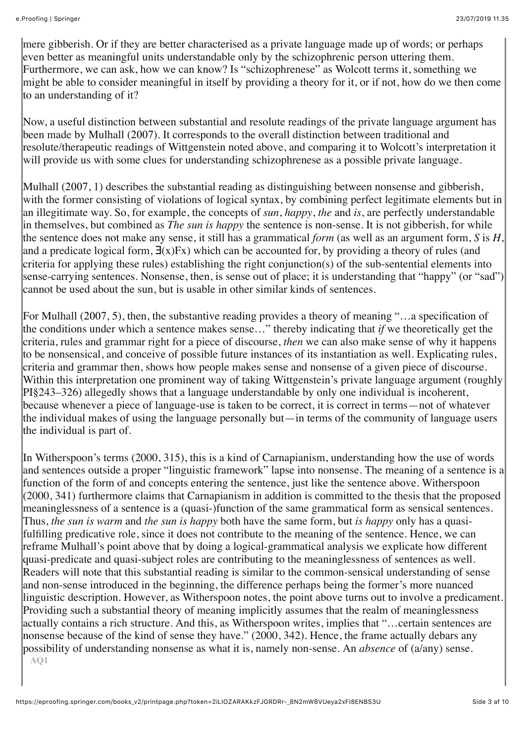mere gibberish. Or if they are better characterised as a private language made up of words; or perhaps even better as meaningful units understandable only by the schizophrenic person uttering them. Furthermore, we can ask, how we can know? Is "schizophrenese" as Wolcott terms it, something we might be able to consider meaningful in itself by providing a theory for it, or if not, how do we then come to an understanding of it?

Now, a useful distinction between substantial and resolute readings of the private language argument has been made by Mulhall (2007). It corresponds to the overall distinction between traditional and resolute/therapeutic readings of Wittgenstein noted above, and comparing it to Wolcott's interpretation it will provide us with some clues for understanding schizophrenese as a possible private language.

Mulhall (2007, 1) describes the substantial reading as distinguishing between nonsense and gibberish, with the former consisting of violations of logical syntax, by combining perfect legitimate elements but in an illegitimate way. So, for example, the concepts of *sun*, *happy*, *the* and *is*, are perfectly understandable in themselves, but combined as *The sun is happy* the sentence is non-sense. It is not gibberish, for while the sentence does not make any sense, it still has a grammatical *form* (as well as an argument form, *S* is *H*, and a predicate logical form, $\exists(x)Fx$) which can be accounted for, by providing a theory of rules (and criteria for applying these rules) establishing the right conjunction(s) of the sub-sentential elements into sense-carrying sentences. Nonsense, then, is sense out of place; it is understanding that "happy" (or "sad") cannot be used about the sun, but is usable in other similar kinds of sentences.

For Mulhall (2007, 5), then, the substantive reading provides a theory of meaning "…a specification of the conditions under which a sentence makes sense…" thereby indicating that *if* we theoretically get the criteria, rules and grammar right for a piece of discourse, *then* we can also make sense of why it happens to be nonsensical, and conceive of possible future instances of its instantiation as well. Explicating rules, criteria and grammar then, shows how people makes sense and nonsense of a given piece of discourse. Within this interpretation one prominent way of taking Wittgenstein's private language argument (roughly PI§243–326) allegedly shows that a language understandable by only one individual is incoherent, because whenever a piece of language-use is taken to be correct, it is correct in terms—not of whatever the individual makes of using the language personally but—in terms of the community of language users the individual is part of.

In Witherspoon's terms (2000, 315), this is a kind of Carnapianism, understanding how the use of words and sentences outside a proper "linguistic framework" lapse into nonsense. The meaning of a sentence is a function of the form of and concepts entering the sentence, just like the sentence above. Witherspoon (2000, 341) furthermore claims that Carnapianism in addition is committed to the thesis that the proposed meaninglessness of a sentence is a (quasi-)function of the same grammatical form as sensical sentences. Thus, *the sun is warm* and *the sun is happy* both have the same form, but *is happy* only has a quasi-fulfilling predicative role, since it does not contribute to the meaning of the sentence. Hence, we can reframe Mulhall's point above that by doing a logical-grammatical analysis we explicate how different quasi-predicate and quasi-subject roles are contributing to the meaninglessness of sentences as well. Readers will note that this substantial reading is similar to the common-sensical understanding of sense and non-sense introduced in the beginning, the difference perhaps being the former's more nuanced linguistic description. However, as Witherspoon notes, the point above turns out to involve a predicament. Providing such a substantial theory of meaning implicitly assumes that the realm of meaninglessness actually contains a rich structure. And this, as Witherspoon writes, implies that "…certain sentences are nonsense because of the kind of sense they have." (2000, 342). Hence, the frame actually debars any possibility of understanding nonsense as what it is, namely non-sense. An *absence* of (a/any) sense.

AQ1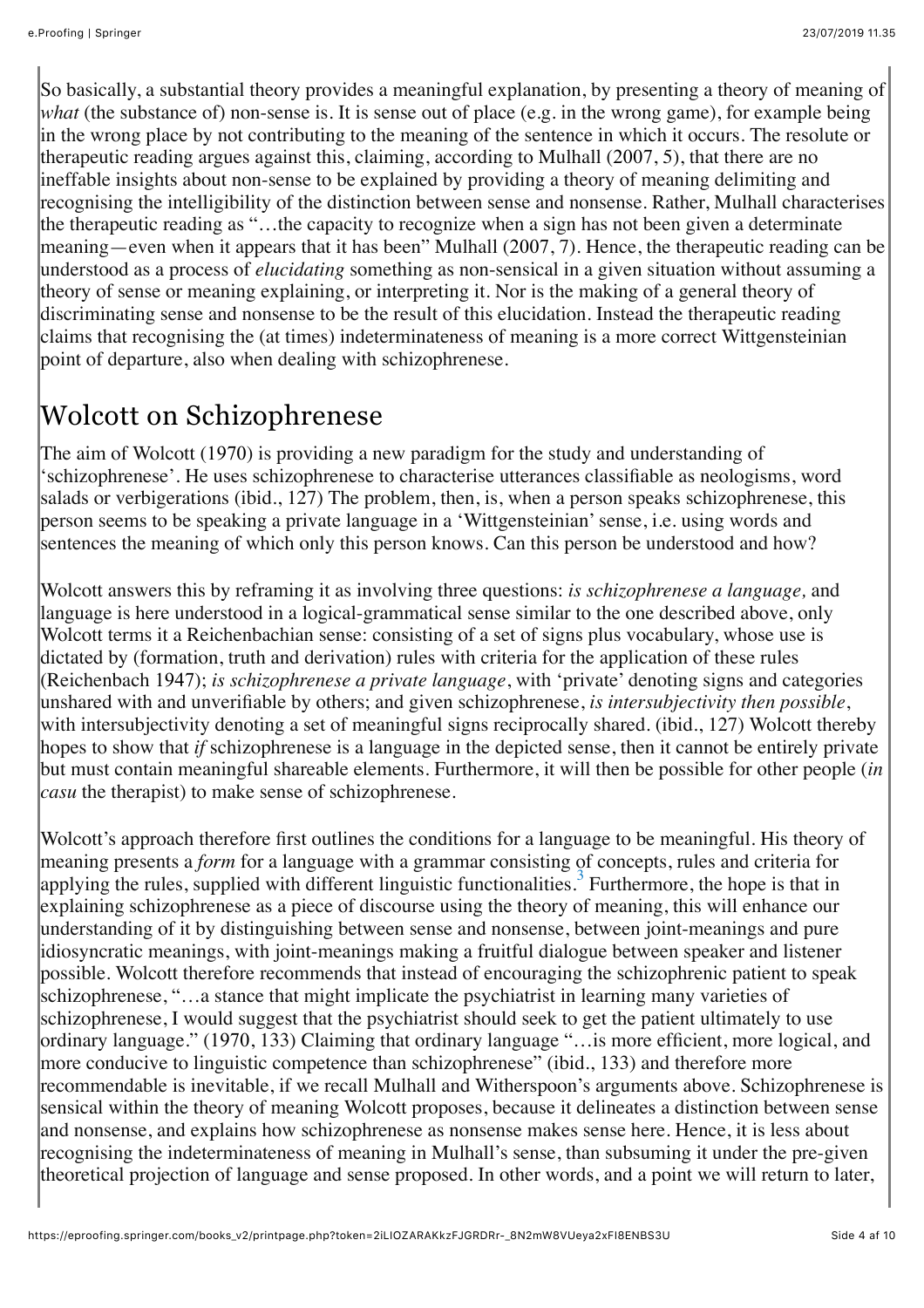So basically, a substantial theory provides a meaningful explanation, by presenting a theory of meaning of *what* (the substance of) non-sense is. It is sense out of place (e.g. in the wrong game), for example being in the wrong place by not contributing to the meaning of the sentence in which it occurs. The resolute or therapeutic reading argues against this, claiming, according to Mulhall (2007, 5), that there are no ineffable insights about non-sense to be explained by providing a theory of meaning delimiting and recognising the intelligibility of the distinction between sense and nonsense. Rather, Mulhall characterises the therapeutic reading as "…the capacity to recognize when a sign has not been given a determinate meaning—even when it appears that it has been" Mulhall (2007, 7). Hence, the therapeutic reading can be understood as a process of *elucidating* something as non-sensical in a given situation without assuming a theory of sense or meaning explaining, or interpreting it. Nor is the making of a general theory of discriminating sense and nonsense to be the result of this elucidation. Instead the therapeutic reading claims that recognising the (at times) indeterminateness of meaning is a more correct Wittgensteinian point of departure, also when dealing with schizophrenese.

## Wolcott on Schizophrenese

The aim of Wolcott (1970) is providing a new paradigm for the study and understanding of 'schizophrenese'. He uses schizophrenese to characterise utterances classifiable as neologisms, word salads or verbigerations (ibid., 127) The problem, then, is, when a person speaks schizophrenese, this person seems to be speaking a private language in a 'Wittgensteinian' sense, i.e. using words and sentences the meaning of which only this person knows. Can this person be understood and how?

Wolcott answers this by reframing it as involving three questions: *is schizophrenese a language,* and language is here understood in a logical-grammatical sense similar to the one described above, only Wolcott terms it a Reichenbachian sense: consisting of a set of signs plus vocabulary, whose use is dictated by (formation, truth and derivation) rules with criteria for the application of these rules (Reichenbach 1947); *is schizophrenese a private language*, with 'private' denoting signs and categories unshared with and unverifiable by others; and given schizophrenese, *is intersubjectivity then possible*, with intersubjectivity denoting a set of meaningful signs reciprocally shared. (ibid., 127) Wolcott thereby hopes to show that *if* schizophrenese is a language in the depicted sense, then it cannot be entirely private but must contain meaningful shareable elements. Furthermore, it will then be possible for other people (*in casu* the therapist) to make sense of schizophrenese.

Wolcott's approach therefore first outlines the conditions for a language to be meaningful. His theory of meaning presents a *form* for a language with a grammar consisting of concepts, rules and criteria for applying the rules, supplied with different linguistic functionalities.[3] Furthermore, the hope is that in explaining schizophrenese as a piece of discourse using the theory of meaning, this will enhance our understanding of it by distinguishing between sense and nonsense, between joint-meanings and pure idiosyncratic meanings, with joint-meanings making a fruitful dialogue between speaker and listener possible. Wolcott therefore recommends that instead of encouraging the schizophrenic patient to speak schizophrenese, "…a stance that might implicate the psychiatrist in learning many varieties of schizophrenese, I would suggest that the psychiatrist should seek to get the patient ultimately to use ordinary language." (1970, 133) Claiming that ordinary language "…is more efficient, more logical, and more conducive to linguistic competence than schizophrenese" (ibid., 133) and therefore more recommendable is inevitable, if we recall Mulhall and Witherspoon's arguments above. Schizophrenese is sensical within the theory of meaning Wolcott proposes, because it delineates a distinction between sense and nonsense, and explains how schizophrenese as nonsense makes sense here. Hence, it is less about recognising the indeterminateness of meaning in Mulhall's sense, than subsuming it under the pre-given theoretical projection of language and sense proposed. In other words, and a point we will return to later,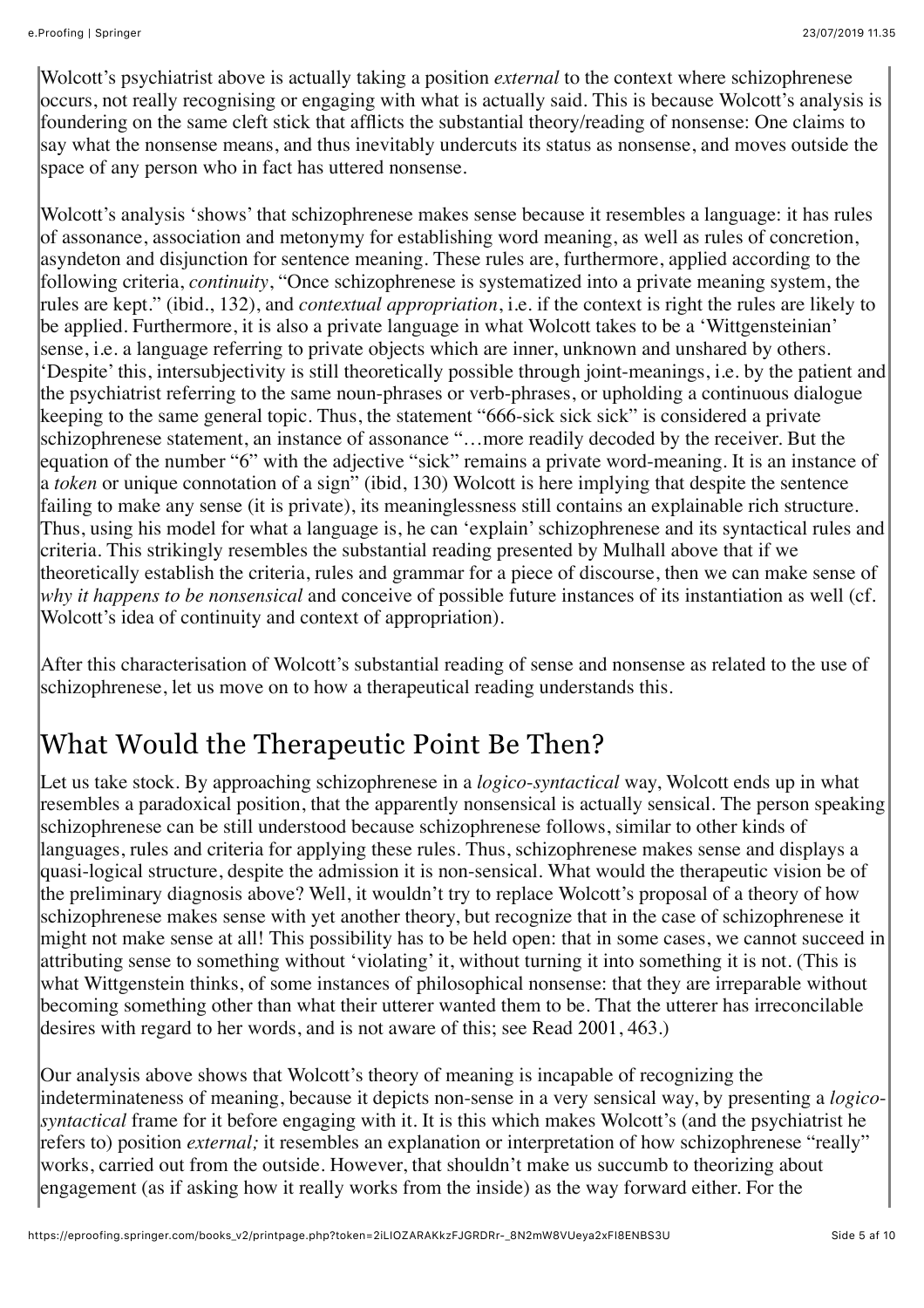Wolcott's psychiatrist above is actually taking a position *external* to the context where schizophrenese occurs, not really recognising or engaging with what is actually said. This is because Wolcott's analysis is foundering on the same cleft stick that afflicts the substantial theory/reading of nonsense: One claims to say what the nonsense means, and thus inevitably undercuts its status as nonsense, and moves outside the space of any person who in fact has uttered nonsense.

Wolcott's analysis 'shows' that schizophrenese makes sense because it resembles a language: it has rules of assonance, association and metonymy for establishing word meaning, as well as rules of concretion, asyndeton and disjunction for sentence meaning. These rules are, furthermore, applied according to the following criteria, *continuity*, "Once schizophrenese is systematized into a private meaning system, the rules are kept." (ibid., 132), and *contextual appropriation*, i.e. if the context is right the rules are likely to be applied. Furthermore, it is also a private language in what Wolcott takes to be a 'Wittgensteinian' sense, i.e. a language referring to private objects which are inner, unknown and unshared by others. 'Despite' this, intersubjectivity is still theoretically possible through joint-meanings, i.e. by the patient and the psychiatrist referring to the same noun-phrases or verb-phrases, or upholding a continuous dialogue keeping to the same general topic. Thus, the statement "666-sick sick sick" is considered a private schizophrenese statement, an instance of assonance "…more readily decoded by the receiver. But the equation of the number "6" with the adjective "sick" remains a private word-meaning. It is an instance of a *token* or unique connotation of a sign" (ibid, 130) Wolcott is here implying that despite the sentence failing to make any sense (it is private), its meaninglessness still contains an explainable rich structure. Thus, using his model for what a language is, he can 'explain' schizophrenese and its syntactical rules and criteria. This strikingly resembles the substantial reading presented by Mulhall above that if we theoretically establish the criteria, rules and grammar for a piece of discourse, then we can make sense of *why it happens to be nonsensical* and conceive of possible future instances of its instantiation as well (cf. Wolcott's idea of continuity and context of appropriation).

After this characterisation of Wolcott's substantial reading of sense and nonsense as related to the use of schizophrenese, let us move on to how a therapeutical reading understands this.

## What Would the Therapeutic Point Be Then?

Let us take stock. By approaching schizophrenese in a *logico-syntactical* way, Wolcott ends up in what resembles a paradoxical position, that the apparently nonsensical is actually sensical. The person speaking schizophrenese can be still understood because schizophrenese follows, similar to other kinds of languages, rules and criteria for applying these rules. Thus, schizophrenese makes sense and displays a quasi-logical structure, despite the admission it is non-sensical. What would the therapeutic vision be of the preliminary diagnosis above? Well, it wouldn't try to replace Wolcott's proposal of a theory of how schizophrenese makes sense with yet another theory, but recognize that in the case of schizophrenese it might not make sense at all! This possibility has to be held open: that in some cases, we cannot succeed in attributing sense to something without 'violating' it, without turning it into something it is not. (This is what Wittgenstein thinks, of some instances of philosophical nonsense: that they are irreparable without becoming something other than what their utterer wanted them to be. That the utterer has irreconcilable desires with regard to her words, and is not aware of this; see Read 2001, 463.)

Our analysis above shows that Wolcott's theory of meaning is incapable of recognizing the indeterminateness of meaning, because it depicts non-sense in a very sensical way, by presenting a *logico-syntactical* frame for it before engaging with it. It is this which makes Wolcott's (and the psychiatrist he refers to) position *external;* it resembles an explanation or interpretation of how schizophrenese "really" works, carried out from the outside. However, that shouldn't make us succumb to theorizing about engagement (as if asking how it really works from the inside) as the way forward either. For the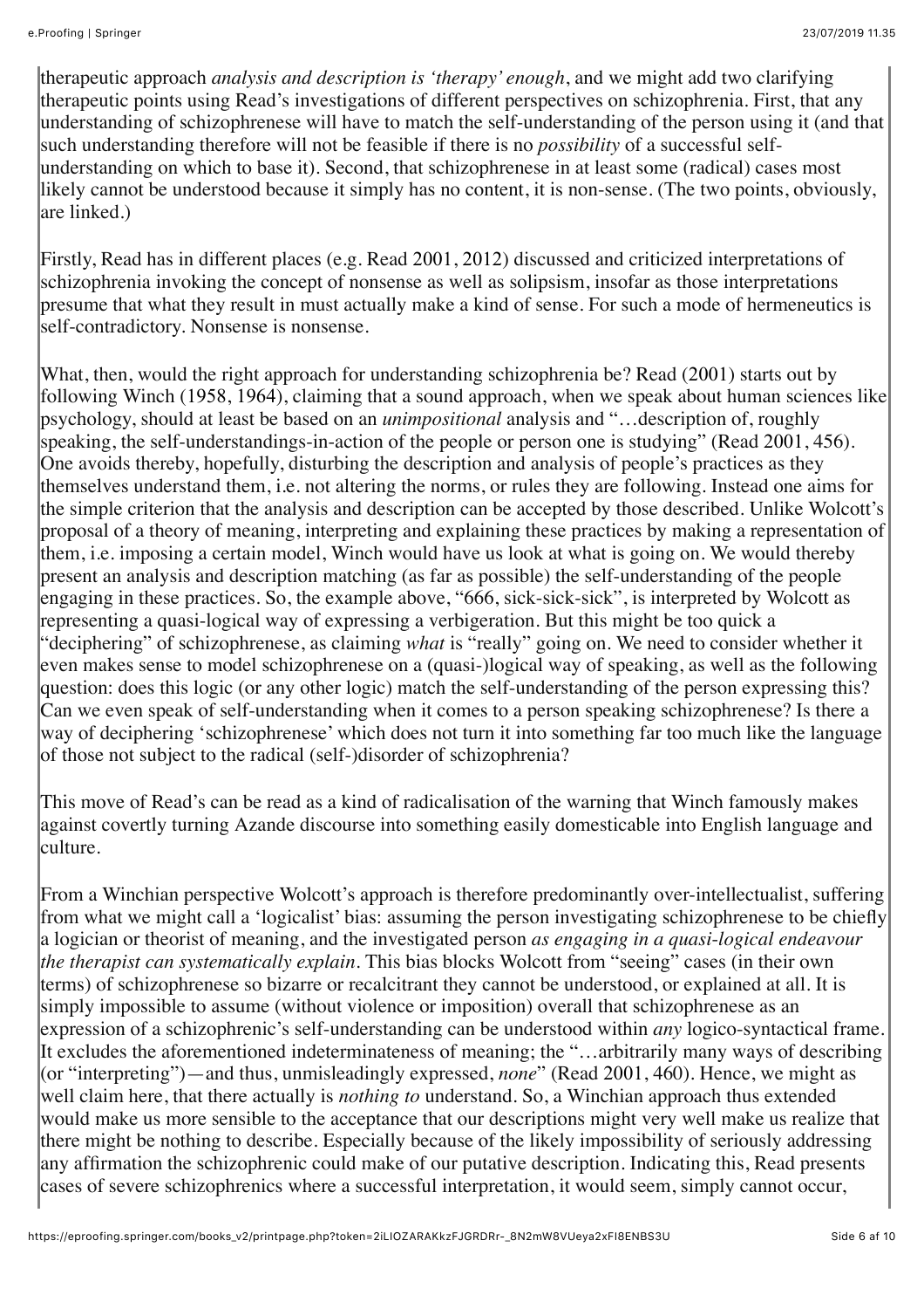therapeutic approach *analysis and description is 'therapy' enough*, and we might add two clarifying therapeutic points using Read's investigations of different perspectives on schizophrenia. First, that any understanding of schizophrenese will have to match the self-understanding of the person using it (and that such understanding therefore will not be feasible if there is no *possibility* of a successful self-understanding on which to base it). Second, that schizophrenese in at least some (radical) cases most likely cannot be understood because it simply has no content, it is non-sense. (The two points, obviously, are linked.)

Firstly, Read has in different places (e.g. Read 2001, 2012) discussed and criticized interpretations of schizophrenia invoking the concept of nonsense as well as solipsism, insofar as those interpretations presume that what they result in must actually make a kind of sense. For such a mode of hermeneutics is self-contradictory. Nonsense is nonsense.

What, then, would the right approach for understanding schizophrenia be? Read (2001) starts out by following Winch (1958, 1964), claiming that a sound approach, when we speak about human sciences like psychology, should at least be based on an *unimpositional* analysis and "…description of, roughly speaking, the self-understandings-in-action of the people or person one is studying" (Read 2001, 456). One avoids thereby, hopefully, disturbing the description and analysis of people's practices as they themselves understand them, i.e. not altering the norms, or rules they are following. Instead one aims for the simple criterion that the analysis and description can be accepted by those described. Unlike Wolcott's proposal of a theory of meaning, interpreting and explaining these practices by making a representation of them, i.e. imposing a certain model, Winch would have us look at what is going on. We would thereby present an analysis and description matching (as far as possible) the self-understanding of the people engaging in these practices. So, the example above, "666, sick-sick-sick", is interpreted by Wolcott as representing a quasi-logical way of expressing a verbigeration. But this might be too quick a "deciphering" of schizophrenese, as claiming *what* is "really" going on. We need to consider whether it even makes sense to model schizophrenese on a (quasi-)logical way of speaking, as well as the following question: does this logic (or any other logic) match the self-understanding of the person expressing this? Can we even speak of self-understanding when it comes to a person speaking schizophrenese? Is there a way of deciphering 'schizophrenese' which does not turn it into something far too much like the language of those not subject to the radical (self-)disorder of schizophrenia?

This move of Read's can be read as a kind of radicalisation of the warning that Winch famously makes against covertly turning Azande discourse into something easily domesticable into English language and culture.

From a Winchian perspective Wolcott's approach is therefore predominantly over-intellectualist, suffering from what we might call a 'logicalist' bias: assuming the person investigating schizophrenese to be chiefly a logician or theorist of meaning, and the investigated person *as engaging in a quasi-logical endeavour the therapist can systematically explain*. This bias blocks Wolcott from "seeing" cases (in their own terms) of schizophrenese so bizarre or recalcitrant they cannot be understood, or explained at all. It is simply impossible to assume (without violence or imposition) overall that schizophrenese as an expression of a schizophrenic's self-understanding can be understood within *any* logico-syntactical frame. It excludes the aforementioned indeterminateness of meaning; the "…arbitrarily many ways of describing (or "interpreting")—and thus, unmisleadingly expressed, *none*" (Read 2001, 460). Hence, we might as well claim here, that there actually is *nothing to* understand. So, a Winchian approach thus extended would make us more sensible to the acceptance that our descriptions might very well make us realize that there might be nothing to describe. Especially because of the likely impossibility of seriously addressing any affirmation the schizophrenic could make of our putative description. Indicating this, Read presents cases of severe schizophrenics where a successful interpretation, it would seem, simply cannot occur,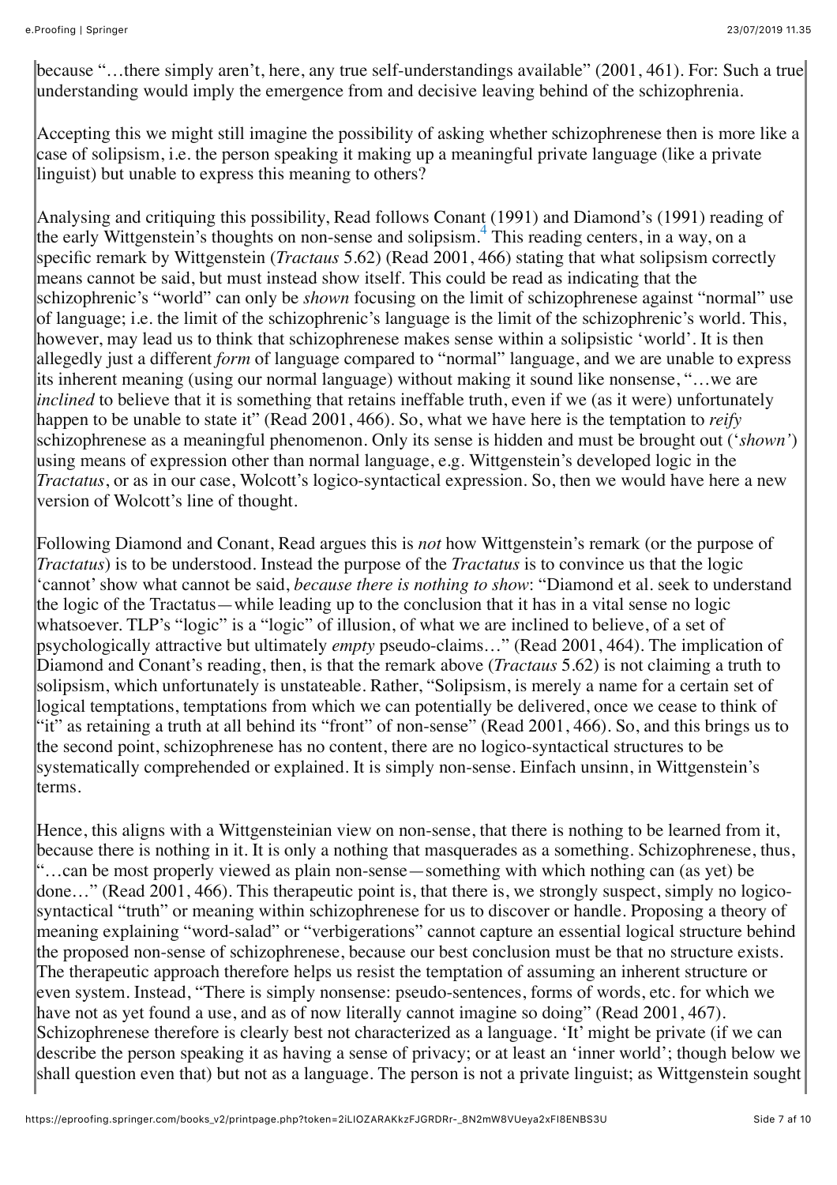because "…there simply aren't, here, any true self-understandings available" (2001, 461). For: Such a true understanding would imply the emergence from and decisive leaving behind of the schizophrenia.

Accepting this we might still imagine the possibility of asking whether schizophrenese then is more like a case of solipsism, i.e. the person speaking it making up a meaningful private language (like a private linguist) but unable to express this meaning to others?

Analysing and critiquing this possibility, Read follows Conant (1991) and Diamond's (1991) reading of the early Wittgenstein's thoughts on non-sense and solipsism.[4] This reading centers, in a way, on a specific remark by Wittgenstein (*Tractaus* 5.62) (Read 2001, 466) stating that what solipsism correctly means cannot be said, but must instead show itself. This could be read as indicating that the schizophrenic's "world" can only be *shown* focusing on the limit of schizophrenese against "normal" use of language; i.e. the limit of the schizophrenic's language is the limit of the schizophrenic's world. This, however, may lead us to think that schizophrenese makes sense within a solipsistic 'world'. It is then allegedly just a different *form* of language compared to "normal" language, and we are unable to express its inherent meaning (using our normal language) without making it sound like nonsense, "…we are *inclined* to believe that it is something that retains ineffable truth, even if we (as it were) unfortunately happen to be unable to state it" (Read 2001, 466). So, what we have here is the temptation to *reify* schizophrenese as a meaningful phenomenon. Only its sense is hidden and must be brought out ('*shown'*) using means of expression other than normal language, e.g. Wittgenstein's developed logic in the *Tractatus*, or as in our case, Wolcott's logico-syntactical expression. So, then we would have here a new version of Wolcott's line of thought.

Following Diamond and Conant, Read argues this is *not* how Wittgenstein's remark (or the purpose of *Tractatus*) is to be understood. Instead the purpose of the *Tractatus* is to convince us that the logic 'cannot' show what cannot be said, *because there is nothing to show*: "Diamond et al. seek to understand the logic of the Tractatus—while leading up to the conclusion that it has in a vital sense no logic whatsoever. TLP's "logic" is a "logic" of illusion, of what we are inclined to believe, of a set of psychologically attractive but ultimately *empty* pseudo-claims…" (Read 2001, 464). The implication of Diamond and Conant's reading, then, is that the remark above (*Tractaus* 5.62) is not claiming a truth to solipsism, which unfortunately is unstateable. Rather, "Solipsism, is merely a name for a certain set of logical temptations, temptations from which we can potentially be delivered, once we cease to think of "it" as retaining a truth at all behind its "front" of non-sense" (Read 2001, 466). So, and this brings us to the second point, schizophrenese has no content, there are no logico-syntactical structures to be systematically comprehended or explained. It is simply non-sense. Einfach unsinn, in Wittgenstein's terms.

Hence, this aligns with a Wittgensteinian view on non-sense, that there is nothing to be learned from it, because there is nothing in it. It is only a nothing that masquerades as a something. Schizophrenese, thus, "…can be most properly viewed as plain non-sense—something with which nothing can (as yet) be done…" (Read 2001, 466). This therapeutic point is, that there is, we strongly suspect, simply no logico-syntactical "truth" or meaning within schizophrenese for us to discover or handle. Proposing a theory of meaning explaining "word-salad" or "verbigerations" cannot capture an essential logical structure behind the proposed non-sense of schizophrenese, because our best conclusion must be that no structure exists. The therapeutic approach therefore helps us resist the temptation of assuming an inherent structure or even system. Instead, "There is simply nonsense: pseudo-sentences, forms of words, etc. for which we have not as yet found a use, and as of now literally cannot imagine so doing" (Read 2001, 467). Schizophrenese therefore is clearly best not characterized as a language. 'It' might be private (if we can describe the person speaking it as having a sense of privacy; or at least an 'inner world'; though below we shall question even that) but not as a language. The person is not a private linguist; as Wittgenstein sought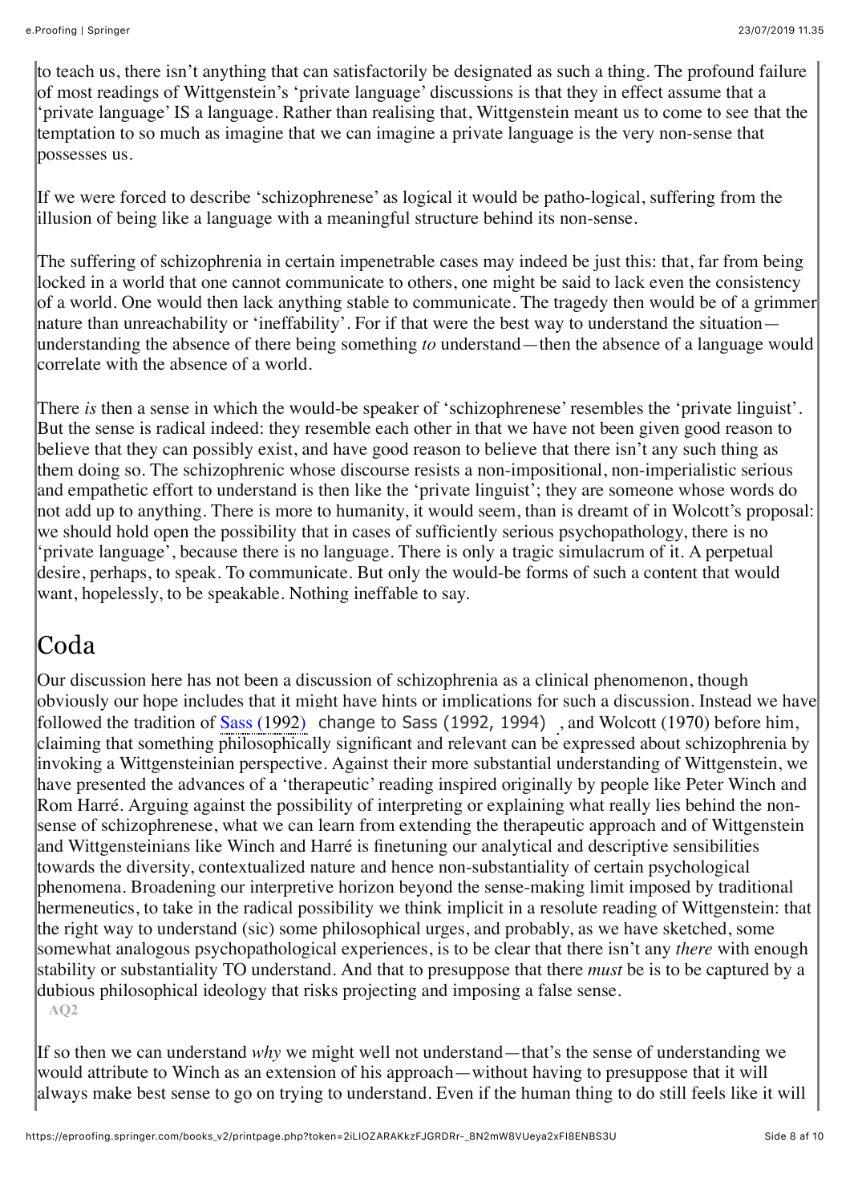to teach us, there isn't anything that can satisfactorily be designated as such a thing. The profound failure of most readings of Wittgenstein's 'private language' discussions is that they in effect assume that a 'private language' IS a language. Rather than realising that, Wittgenstein meant us to come to see that the temptation to so much as imagine that we can imagine a private language is the very non-sense that possesses us.

If we were forced to describe 'schizophrenese' as logical it would be patho-logical, suffering from the illusion of being like a language with a meaningful structure behind its non-sense.

The suffering of schizophrenia in certain impenetrable cases may indeed be just this: that, far from being locked in a world that one cannot communicate to others, one might be said to lack even the consistency of a world. One would then lack anything stable to communicate. The tragedy then would be of a grimmer nature than unreachability or 'ineffability'. For if that were the best way to understand the situation—understanding the absence of there being something *to* understand—then the absence of a language would correlate with the absence of a world.

There *is* then a sense in which the would-be speaker of 'schizophrenese' resembles the 'private linguist'. But the sense is radical indeed: they resemble each other in that we have not been given good reason to believe that they can possibly exist, and have good reason to believe that there isn't any such thing as them doing so. The schizophrenic whose discourse resists a non-impositional, non-imperialistic serious and empathetic effort to understand is then like the 'private linguist'; they are someone whose words do not add up to anything. There is more to humanity, it would seem, than is dreamt of in Wolcott's proposal: we should hold open the possibility that in cases of sufficiently serious psychopathology, there is no 'private language', because there is no language. There is only a tragic simulacrum of it. A perpetual desire, perhaps, to speak. To communicate. But only the would-be forms of such a content that would want, hopelessly, to be speakable. Nothing ineffable to say.

## Coda

Our discussion here has not been a discussion of schizophrenia as a clinical phenomenon, though obviously our hope includes that it might have hints or implications for such a discussion. Instead we have followed the tradition of Sass (1992) change to Sass (1992, 1994) , and Wolcott (1970) before him, claiming that something philosophically significant and relevant can be expressed about schizophrenia by invoking a Wittgensteinian perspective. Against their more substantial understanding of Wittgenstein, we have presented the advances of a 'therapeutic' reading inspired originally by people like Peter Winch and Rom Harré. Arguing against the possibility of interpreting or explaining what really lies behind the non-sense of schizophrenese, what we can learn from extending the therapeutic approach and of Wittgenstein and Wittgensteinians like Winch and Harré is finetuning our analytical and descriptive sensibilities towards the diversity, contextualized nature and hence non-substantiality of certain psychological phenomena. Broadening our interpretive horizon beyond the sense-making limit imposed by traditional hermeneutics, to take in the radical possibility we think implicit in a resolute reading of Wittgenstein: that the right way to understand (sic) some philosophical urges, and probably, as we have sketched, some somewhat analogous psychopathological experiences, is to be clear that there isn't any *there* with enough stability or substantiality TO understand. And that to presuppose that there *must* be is to be captured by a dubious philosophical ideology that risks projecting and imposing a false sense.
AQ2

If so then we can understand *why* we might well not understand—that's the sense of understanding we would attribute to Winch as an extension of his approach—without having to presuppose that it will always make best sense to go on trying to understand. Even if the human thing to do still feels like it will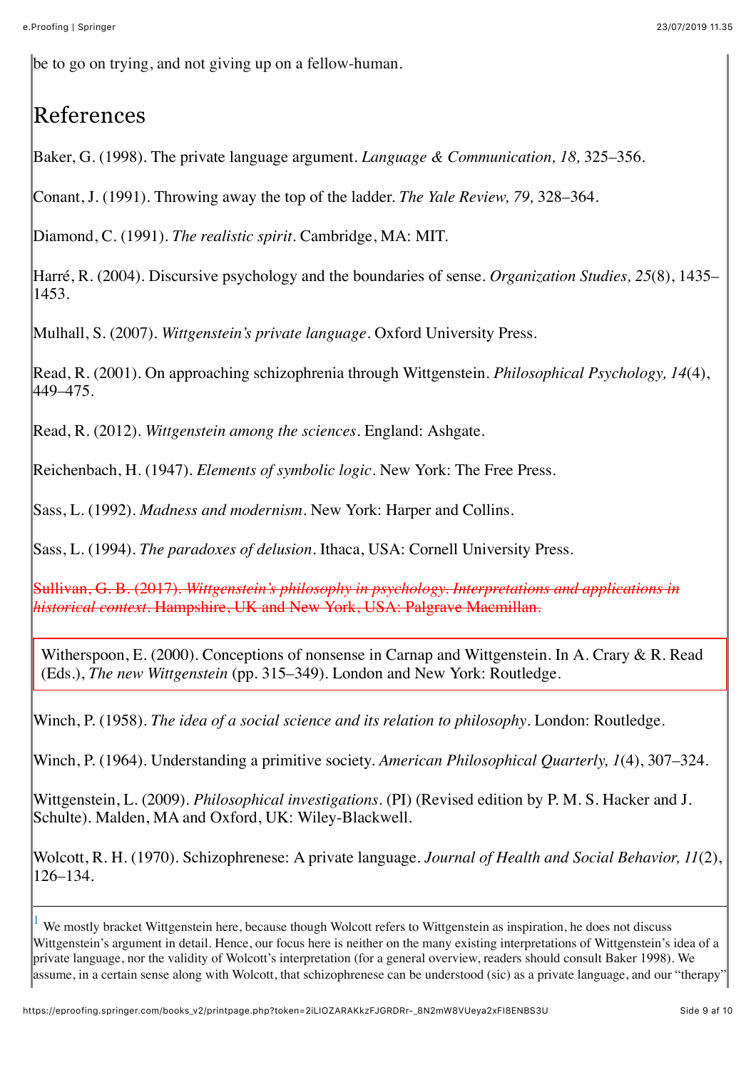be to go on trying, and not giving up on a fellow-human.

## References

Baker, G. (1998). The private language argument. *Language & Communication, 18,* 325–356.

Conant, J. (1991). Throwing away the top of the ladder. *The Yale Review, 79,* 328–364.

Diamond, C. (1991). *The realistic spirit*. Cambridge, MA: MIT.

Harré, R. (2004). Discursive psychology and the boundaries of sense. *Organization Studies, 25*(8), 1435–1453.

Mulhall, S. (2007). *Wittgenstein's private language*. Oxford University Press.

Read, R. (2001). On approaching schizophrenia through Wittgenstein. *Philosophical Psychology, 14*(4), 449–475.

Read, R. (2012). *Wittgenstein among the sciences*. England: Ashgate.

Reichenbach, H. (1947). *Elements of symbolic logic*. New York: The Free Press.

Sass, L. (1992). *Madness and modernism*. New York: Harper and Collins.

Sass, L. (1994). *The paradoxes of delusion*. Ithaca, USA: Cornell University Press.

~~Sullivan, G. B. (2017). *Wittgenstein's philosophy in psychology. Interpretations and applications in historical context*. Hampshire, UK and New York, USA: Palgrave Macmillan.~~

Witherspoon, E. (2000). Conceptions of nonsense in Carnap and Wittgenstein. In A. Crary & R. Read (Eds.), *The new Wittgenstein* (pp. 315–349). London and New York: Routledge.

Winch, P. (1958). *The idea of a social science and its relation to philosophy*. London: Routledge.

Winch, P. (1964). Understanding a primitive society. *American Philosophical Quarterly, 1*(4), 307–324.

Wittgenstein, L. (2009). *Philosophical investigations*. (PI) (Revised edition by P. M. S. Hacker and J. Schulte). Malden, MA and Oxford, UK: Wiley-Blackwell.

Wolcott, R. H. (1970). Schizophrenese: A private language. *Journal of Health and Social Behavior, 11*(2), 126–134.

---

[1] We mostly bracket Wittgenstein here, because though Wolcott refers to Wittgenstein as inspiration, he does not discuss Wittgenstein's argument in detail. Hence, our focus here is neither on the many existing interpretations of Wittgenstein's idea of a private language, nor the validity of Wolcott's interpretation (for a general overview, readers should consult Baker 1998). We assume, in a certain sense along with Wolcott, that schizophrenese can be understood (sic) as a private language, and our "therapy"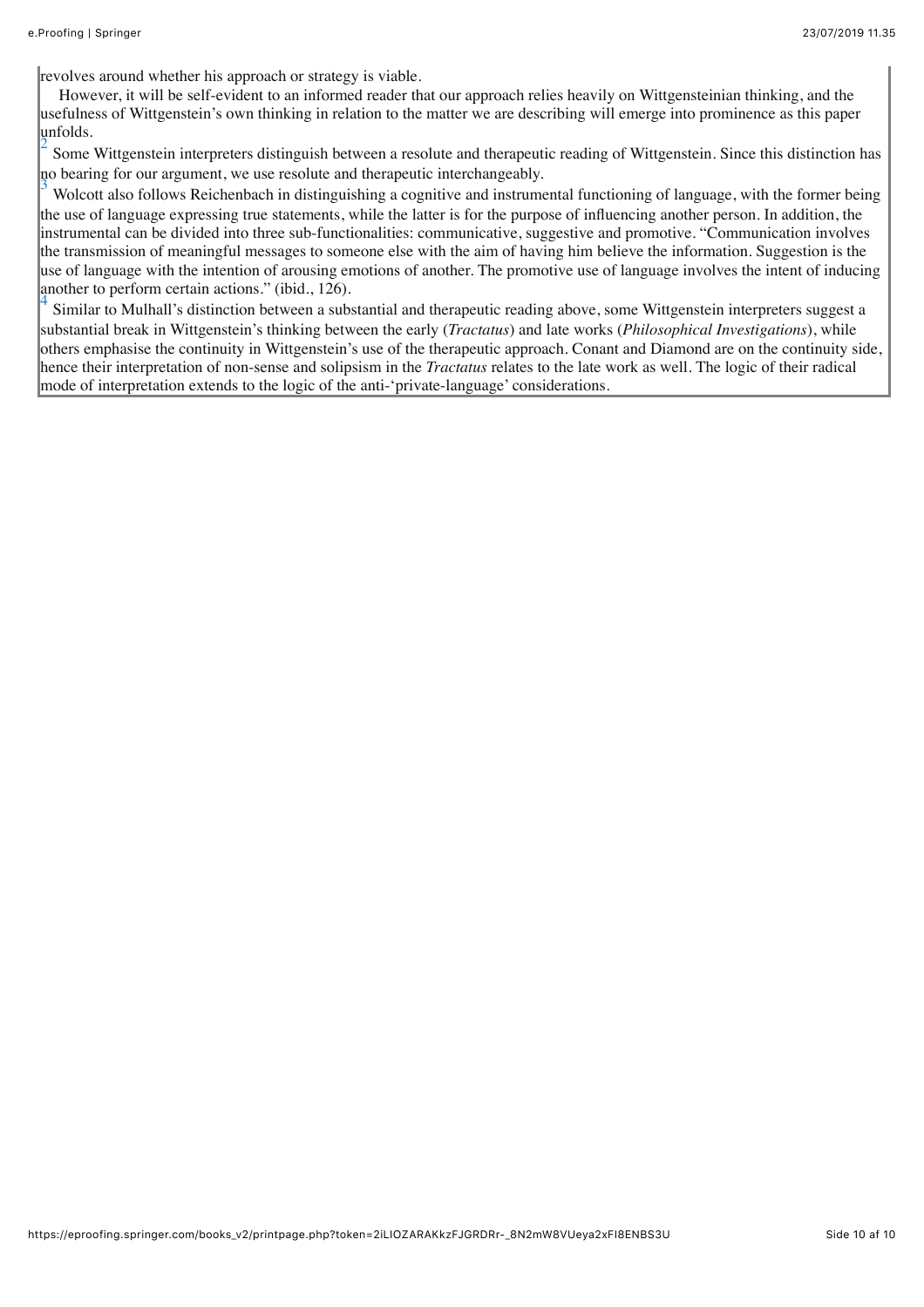revolves around whether his approach or strategy is viable.

However, it will be self-evident to an informed reader that our approach relies heavily on Wittgensteinian thinking, and the usefulness of Wittgenstein's own thinking in relation to the matter we are describing will emerge into prominence as this paper unfolds.

[2] Some Wittgenstein interpreters distinguish between a resolute and therapeutic reading of Wittgenstein. Since this distinction has no bearing for our argument, we use resolute and therapeutic interchangeably.

[3] Wolcott also follows Reichenbach in distinguishing a cognitive and instrumental functioning of language, with the former being the use of language expressing true statements, while the latter is for the purpose of influencing another person. In addition, the instrumental can be divided into three sub-functionalities: communicative, suggestive and promotive. "Communication involves the transmission of meaningful messages to someone else with the aim of having him believe the information. Suggestion is the use of language with the intention of arousing emotions of another. The promotive use of language involves the intent of inducing another to perform certain actions." (ibid., 126).

[4] Similar to Mulhall's distinction between a substantial and therapeutic reading above, some Wittgenstein interpreters suggest a substantial break in Wittgenstein's thinking between the early (*Tractatus*) and late works (*Philosophical Investigations*), while others emphasise the continuity in Wittgenstein's use of the therapeutic approach. Conant and Diamond are on the continuity side, hence their interpretation of non-sense and solipsism in the *Tractatus* relates to the late work as well. The logic of their radical mode of interpretation extends to the logic of the anti-'private-language' considerations.